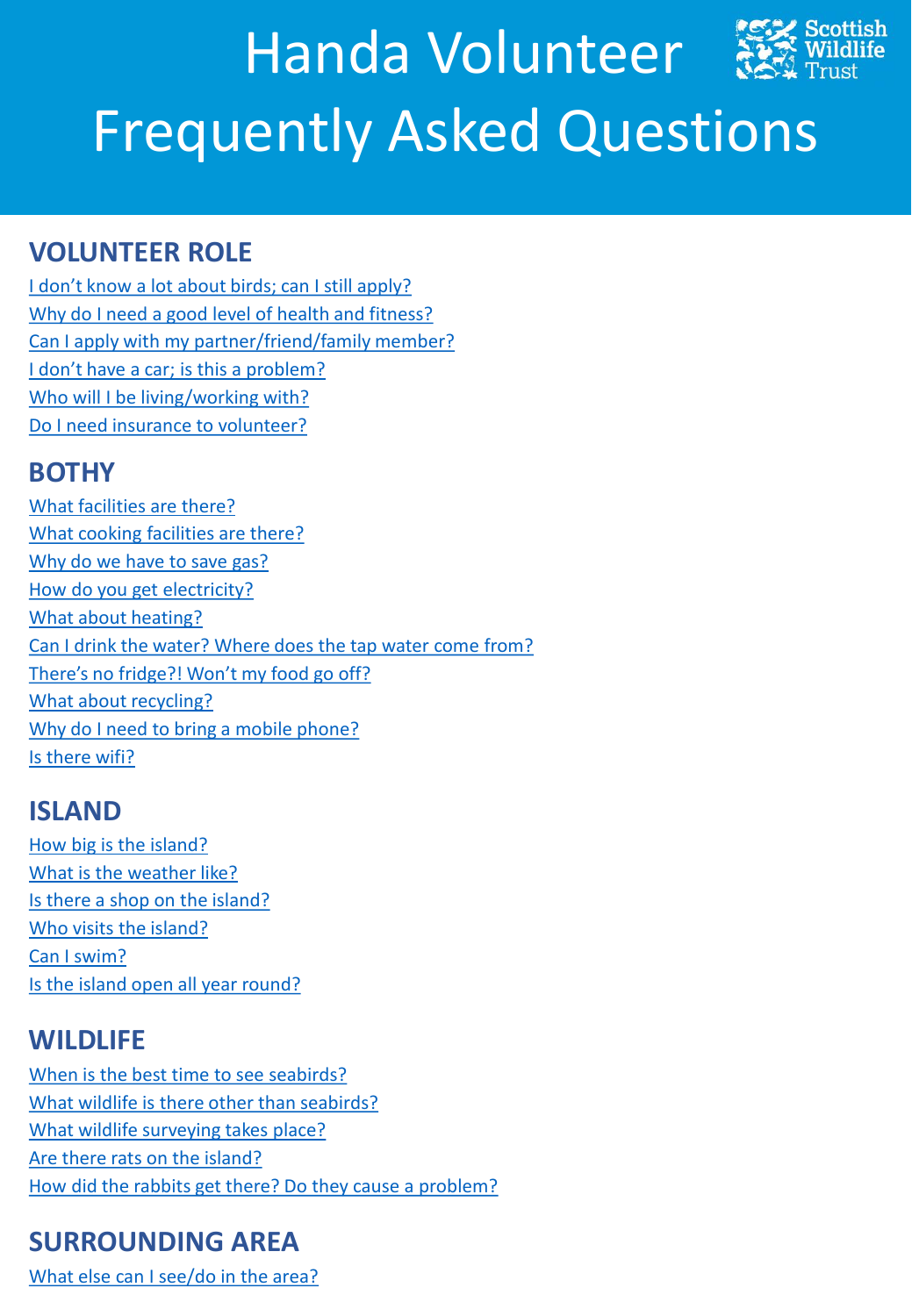# Handa Volunteer Frequently Asked Questions

Scottish Wildlife Trust

## VOLUNTEER ROLE

I don't know a lot about birds; can I still apply?
Why do I need a good level of health and fitness?
Can I apply with my partner/friend/family member?
I don't have a car; is this a problem?
Who will I be living/working with?
Do I need insurance to volunteer?

## BOTHY

What facilities are there?
What cooking facilities are there?
Why do we have to save gas?
How do you get electricity?
What about heating?
Can I drink the water? Where does the tap water come from?
There's no fridge?! Won't my food go off?
What about recycling?
Why do I need to bring a mobile phone?
Is there wifi?

## ISLAND

How big is the island?
What is the weather like?
Is there a shop on the island?
Who visits the island?
Can I swim?
Is the island open all year round?

## WILDLIFE

When is the best time to see seabirds?
What wildlife is there other than seabirds?
What wildlife surveying takes place?
Are there rats on the island?
How did the rabbits get there? Do they cause a problem?

## SURROUNDING AREA

What else can I see/do in the area?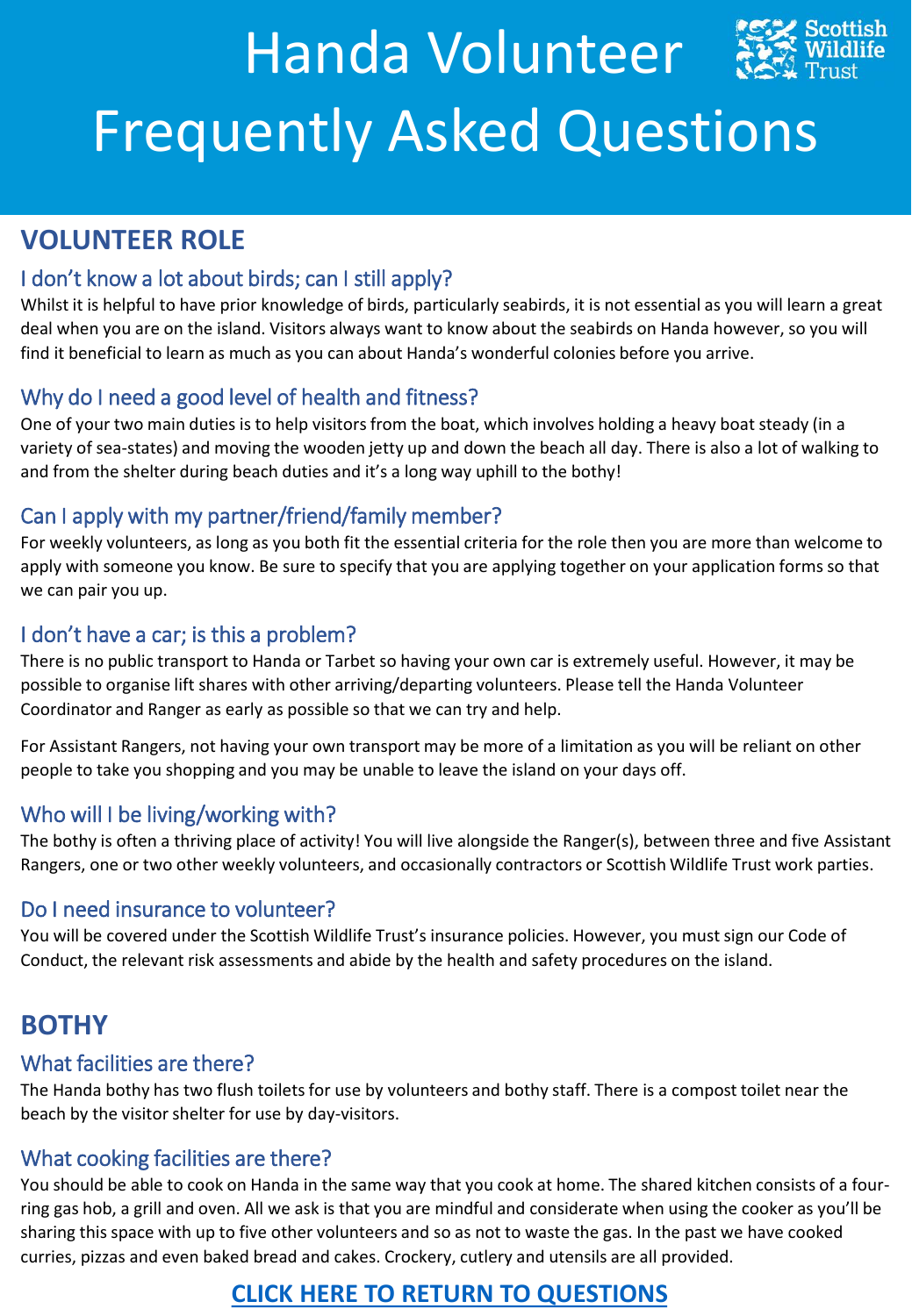# Handa Volunteer Frequently Asked Questions

## VOLUNTEER ROLE

### I don't know a lot about birds; can I still apply?

Whilst it is helpful to have prior knowledge of birds, particularly seabirds, it is not essential as you will learn a great deal when you are on the island. Visitors always want to know about the seabirds on Handa however, so you will find it beneficial to learn as much as you can about Handa's wonderful colonies before you arrive.

### Why do I need a good level of health and fitness?

One of your two main duties is to help visitors from the boat, which involves holding a heavy boat steady (in a variety of sea-states) and moving the wooden jetty up and down the beach all day. There is also a lot of walking to and from the shelter during beach duties and it's a long way uphill to the bothy!

### Can I apply with my partner/friend/family member?

For weekly volunteers, as long as you both fit the essential criteria for the role then you are more than welcome to apply with someone you know. Be sure to specify that you are applying together on your application forms so that we can pair you up.

### I don't have a car; is this a problem?

There is no public transport to Handa or Tarbet so having your own car is extremely useful. However, it may be possible to organise lift shares with other arriving/departing volunteers. Please tell the Handa Volunteer Coordinator and Ranger as early as possible so that we can try and help.

For Assistant Rangers, not having your own transport may be more of a limitation as you will be reliant on other people to take you shopping and you may be unable to leave the island on your days off.

### Who will I be living/working with?

The bothy is often a thriving place of activity! You will live alongside the Ranger(s), between three and five Assistant Rangers, one or two other weekly volunteers, and occasionally contractors or Scottish Wildlife Trust work parties.

### Do I need insurance to volunteer?

You will be covered under the Scottish Wildlife Trust's insurance policies. However, you must sign our Code of Conduct, the relevant risk assessments and abide by the health and safety procedures on the island.

## BOTHY

### What facilities are there?

The Handa bothy has two flush toilets for use by volunteers and bothy staff. There is a compost toilet near the beach by the visitor shelter for use by day-visitors.

### What cooking facilities are there?

You should be able to cook on Handa in the same way that you cook at home. The shared kitchen consists of a four-ring gas hob, a grill and oven. All we ask is that you are mindful and considerate when using the cooker as you'll be sharing this space with up to five other volunteers and so as not to waste the gas. In the past we have cooked curries, pizzas and even baked bread and cakes. Crockery, cutlery and utensils are all provided.

**CLICK HERE TO RETURN TO QUESTIONS**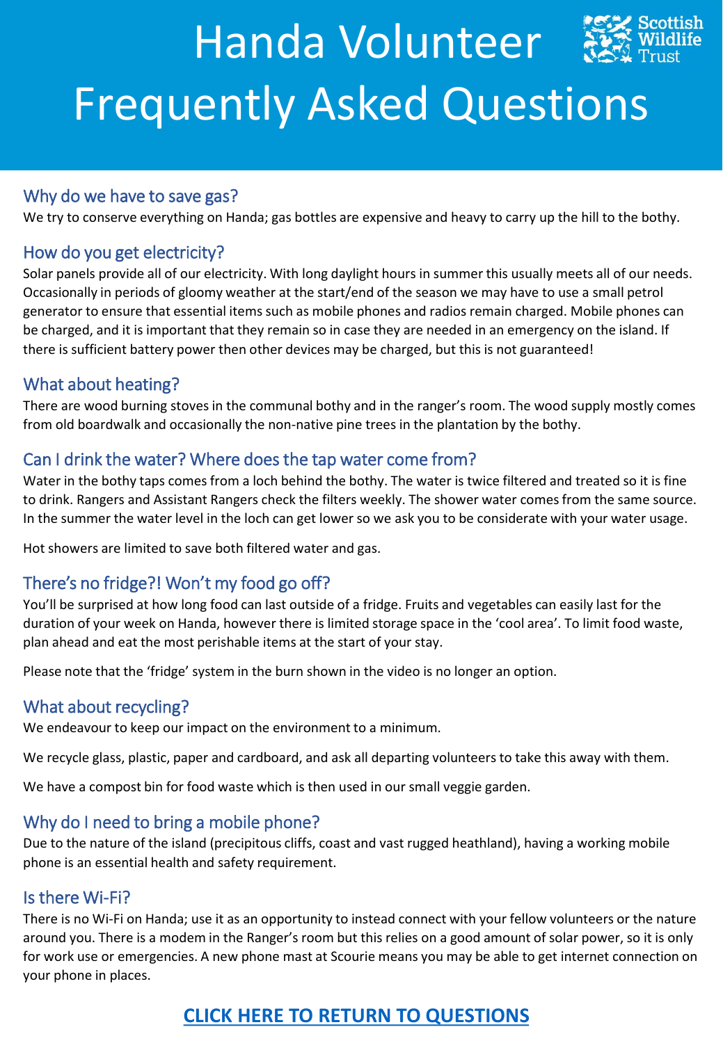# Handa Volunteer Frequently Asked Questions

## Why do we have to save gas?

We try to conserve everything on Handa; gas bottles are expensive and heavy to carry up the hill to the bothy.

## How do you get electricity?

Solar panels provide all of our electricity. With long daylight hours in summer this usually meets all of our needs. Occasionally in periods of gloomy weather at the start/end of the season we may have to use a small petrol generator to ensure that essential items such as mobile phones and radios remain charged. Mobile phones can be charged, and it is important that they remain so in case they are needed in an emergency on the island. If there is sufficient battery power then other devices may be charged, but this is not guaranteed!

## What about heating?

There are wood burning stoves in the communal bothy and in the ranger's room. The wood supply mostly comes from old boardwalk and occasionally the non-native pine trees in the plantation by the bothy.

## Can I drink the water? Where does the tap water come from?

Water in the bothy taps comes from a loch behind the bothy. The water is twice filtered and treated so it is fine to drink. Rangers and Assistant Rangers check the filters weekly. The shower water comes from the same source. In the summer the water level in the loch can get lower so we ask you to be considerate with your water usage.

Hot showers are limited to save both filtered water and gas.

## There's no fridge?! Won't my food go off?

You'll be surprised at how long food can last outside of a fridge. Fruits and vegetables can easily last for the duration of your week on Handa, however there is limited storage space in the 'cool area'. To limit food waste, plan ahead and eat the most perishable items at the start of your stay.

Please note that the 'fridge' system in the burn shown in the video is no longer an option.

## What about recycling?

We endeavour to keep our impact on the environment to a minimum.

We recycle glass, plastic, paper and cardboard, and ask all departing volunteers to take this away with them.

We have a compost bin for food waste which is then used in our small veggie garden.

## Why do I need to bring a mobile phone?

Due to the nature of the island (precipitous cliffs, coast and vast rugged heathland), having a working mobile phone is an essential health and safety requirement.

## Is there Wi-Fi?

There is no Wi-Fi on Handa; use it as an opportunity to instead connect with your fellow volunteers or the nature around you. There is a modem in the Ranger's room but this relies on a good amount of solar power, so it is only for work use or emergencies. A new phone mast at Scourie means you may be able to get internet connection on your phone in places.

**CLICK HERE TO RETURN TO QUESTIONS**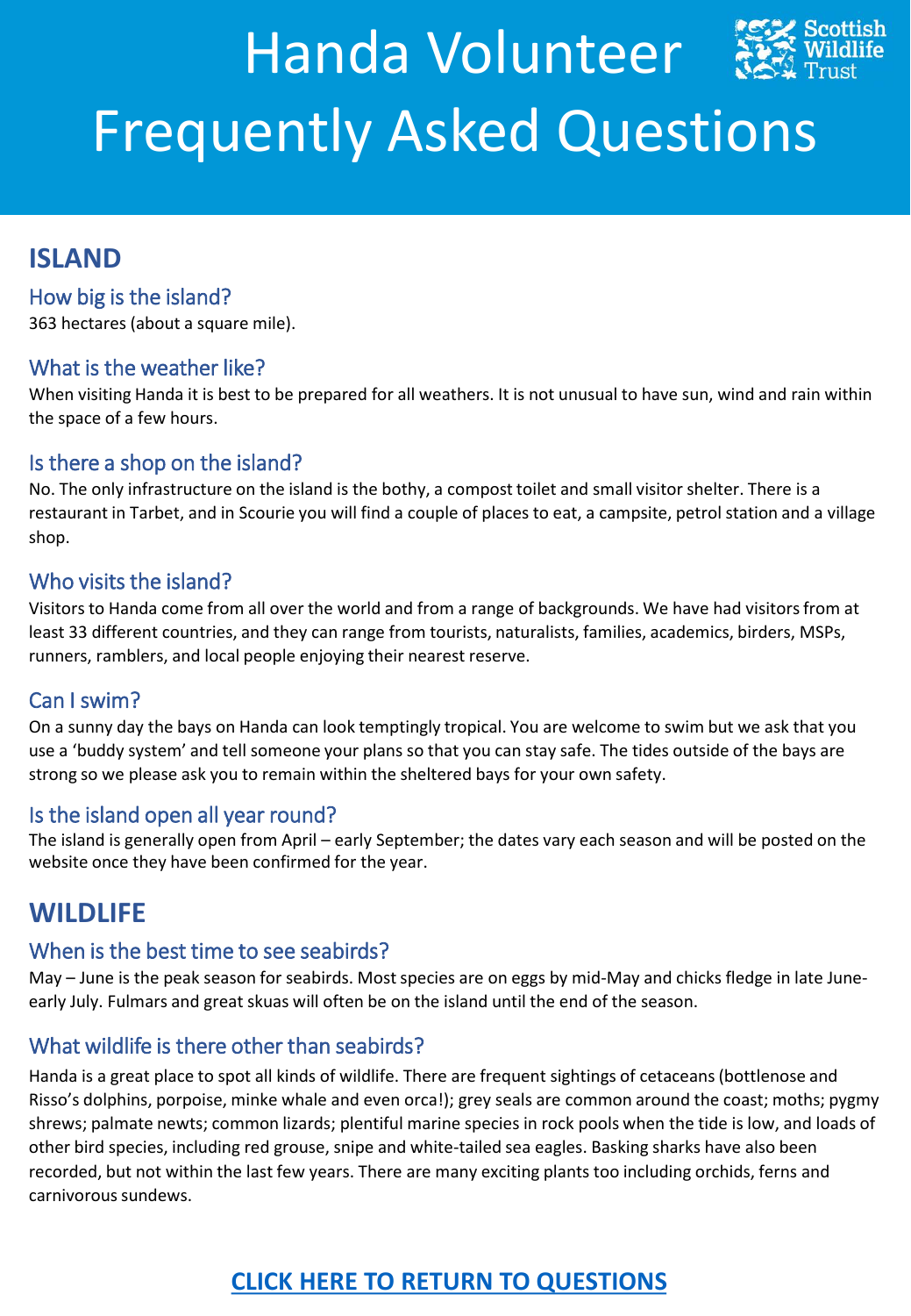# Handa Volunteer Frequently Asked Questions

## ISLAND

### How big is the island?

363 hectares (about a square mile).

### What is the weather like?

When visiting Handa it is best to be prepared for all weathers. It is not unusual to have sun, wind and rain within the space of a few hours.

### Is there a shop on the island?

No. The only infrastructure on the island is the bothy, a compost toilet and small visitor shelter. There is a restaurant in Tarbet, and in Scourie you will find a couple of places to eat, a campsite, petrol station and a village shop.

### Who visits the island?

Visitors to Handa come from all over the world and from a range of backgrounds. We have had visitors from at least 33 different countries, and they can range from tourists, naturalists, families, academics, birders, MSPs, runners, ramblers, and local people enjoying their nearest reserve.

### Can I swim?

On a sunny day the bays on Handa can look temptingly tropical. You are welcome to swim but we ask that you use a 'buddy system' and tell someone your plans so that you can stay safe. The tides outside of the bays are strong so we please ask you to remain within the sheltered bays for your own safety.

### Is the island open all year round?

The island is generally open from April – early September; the dates vary each season and will be posted on the website once they have been confirmed for the year.

## WILDLIFE

### When is the best time to see seabirds?

May – June is the peak season for seabirds. Most species are on eggs by mid-May and chicks fledge in late June-early July. Fulmars and great skuas will often be on the island until the end of the season.

### What wildlife is there other than seabirds?

Handa is a great place to spot all kinds of wildlife. There are frequent sightings of cetaceans (bottlenose and Risso's dolphins, porpoise, minke whale and even orca!); grey seals are common around the coast; moths; pygmy shrews; palmate newts; common lizards; plentiful marine species in rock pools when the tide is low, and loads of other bird species, including red grouse, snipe and white-tailed sea eagles. Basking sharks have also been recorded, but not within the last few years. There are many exciting plants too including orchids, ferns and carnivorous sundews.

**CLICK HERE TO RETURN TO QUESTIONS**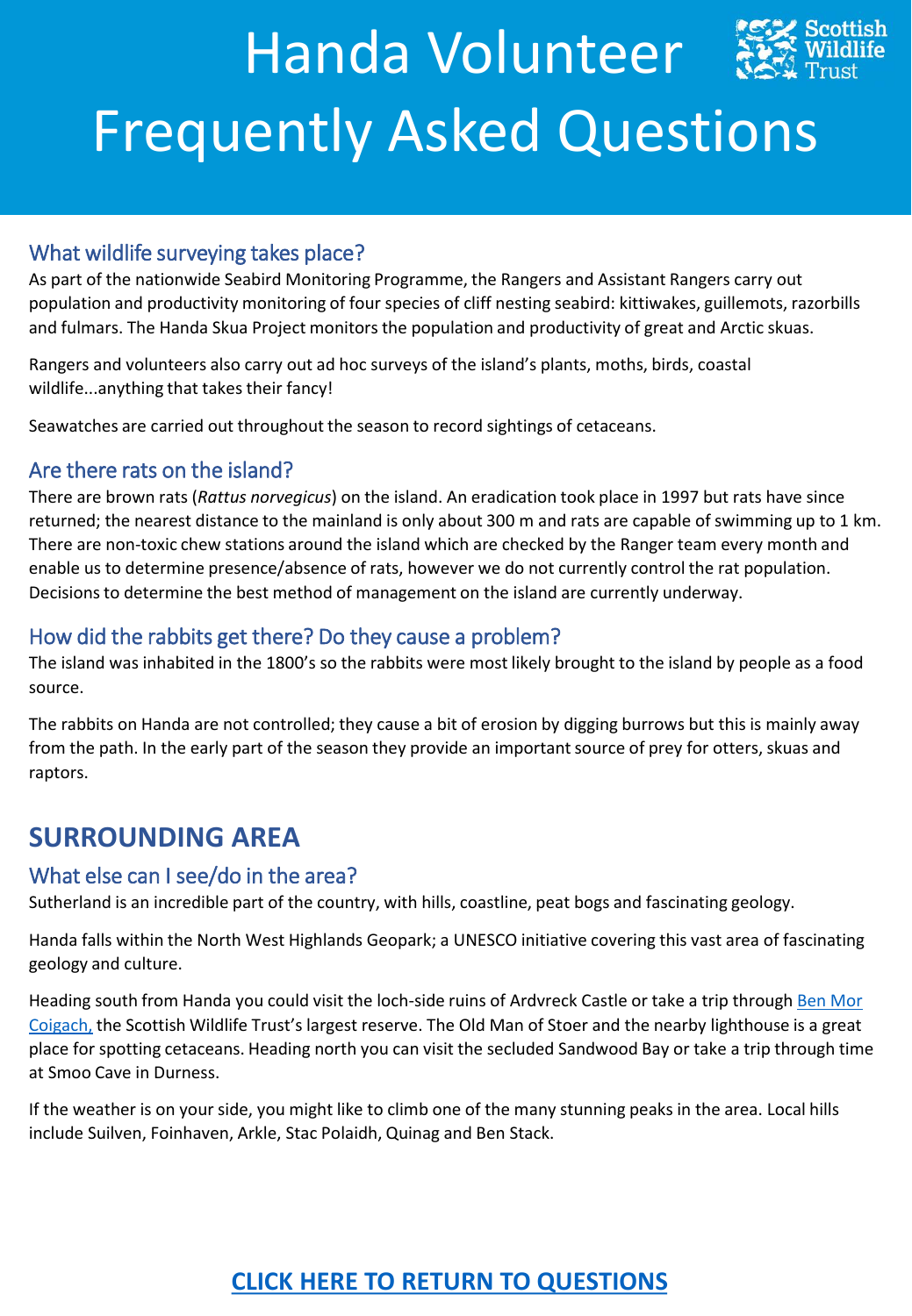# Handa Volunteer Frequently Asked Questions

### What wildlife surveying takes place?

As part of the nationwide Seabird Monitoring Programme, the Rangers and Assistant Rangers carry out population and productivity monitoring of four species of cliff nesting seabird: kittiwakes, guillemots, razorbills and fulmars. The Handa Skua Project monitors the population and productivity of great and Arctic skuas.

Rangers and volunteers also carry out ad hoc surveys of the island's plants, moths, birds, coastal wildlife...anything that takes their fancy!

Seawatches are carried out throughout the season to record sightings of cetaceans.

### Are there rats on the island?

There are brown rats (*Rattus norvegicus*) on the island. An eradication took place in 1997 but rats have since returned; the nearest distance to the mainland is only about 300 m and rats are capable of swimming up to 1 km. There are non-toxic chew stations around the island which are checked by the Ranger team every month and enable us to determine presence/absence of rats, however we do not currently control the rat population. Decisions to determine the best method of management on the island are currently underway.

### How did the rabbits get there? Do they cause a problem?

The island was inhabited in the 1800's so the rabbits were most likely brought to the island by people as a food source.

The rabbits on Handa are not controlled; they cause a bit of erosion by digging burrows but this is mainly away from the path. In the early part of the season they provide an important source of prey for otters, skuas and raptors.

## SURROUNDING AREA

### What else can I see/do in the area?

Sutherland is an incredible part of the country, with hills, coastline, peat bogs and fascinating geology.

Handa falls within the North West Highlands Geopark; a UNESCO initiative covering this vast area of fascinating geology and culture.

Heading south from Handa you could visit the loch-side ruins of Ardvreck Castle or take a trip through Ben Mor Coigach, the Scottish Wildlife Trust's largest reserve. The Old Man of Stoer and the nearby lighthouse is a great place for spotting cetaceans. Heading north you can visit the secluded Sandwood Bay or take a trip through time at Smoo Cave in Durness.

If the weather is on your side, you might like to climb one of the many stunning peaks in the area. Local hills include Suilven, Foinhaven, Arkle, Stac Polaidh, Quinag and Ben Stack.

**CLICK HERE TO RETURN TO QUESTIONS**